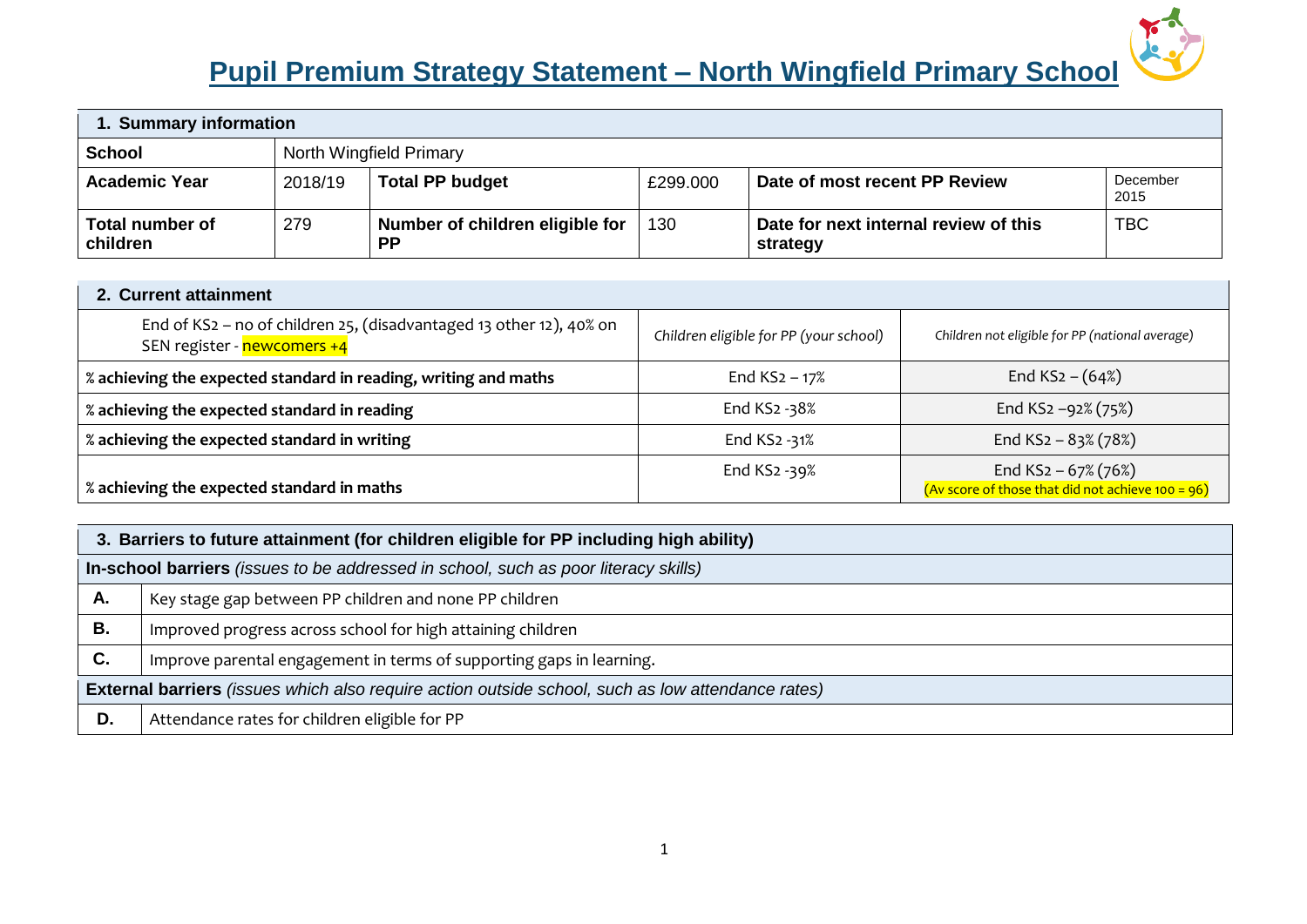# Pupil Premium Strategy Statement – North Wingfield Primary School

| 1. Summary information | | | | | |
|---|---|---|---|---|---|
| **School** | North Wingfield Primary | | | | |
| **Academic Year** | 2018/19 | **Total PP budget** | £299.000 | **Date of most recent PP Review** | December 2015 |
| **Total number of children** | 279 | **Number of children eligible for PP** | 130 | **Date for next internal review of this strategy** | TBC |

| 2. Current attainment | | |
|---|---|---|
| End of KS2 – no of children 25, (disadvantaged 13 other 12), 40% on SEN register - newcomers +4 | *Children eligible for PP (your school)* | *Children not eligible for PP (national average)* |
| **% achieving the expected standard in reading, writing and maths** | End KS2 – 17% | End KS2 – (64%) |
| **% achieving the expected standard in reading** | End KS2 -38% | End KS2 –92% (75%) |
| **% achieving the expected standard in writing** | End KS2 -31% | End KS2 – 83% (78%) |
| **% achieving the expected standard in maths** | End KS2 -39% | End KS2 – 67% (76%) (Av score of those that did not achieve 100 = 96) |

| 3. Barriers to future attainment (for children eligible for PP including high ability) | |
|---|---|
| **In-school barriers** *(issues to be addressed in school, such as poor literacy skills)* | |
| **A.** | Key stage gap between PP children and none PP children |
| **B.** | Improved progress across school for high attaining children |
| **C.** | Improve parental engagement in terms of supporting gaps in learning. |
| **External barriers** *(issues which also require action outside school, such as low attendance rates)* | |
| **D.** | Attendance rates for children eligible for PP |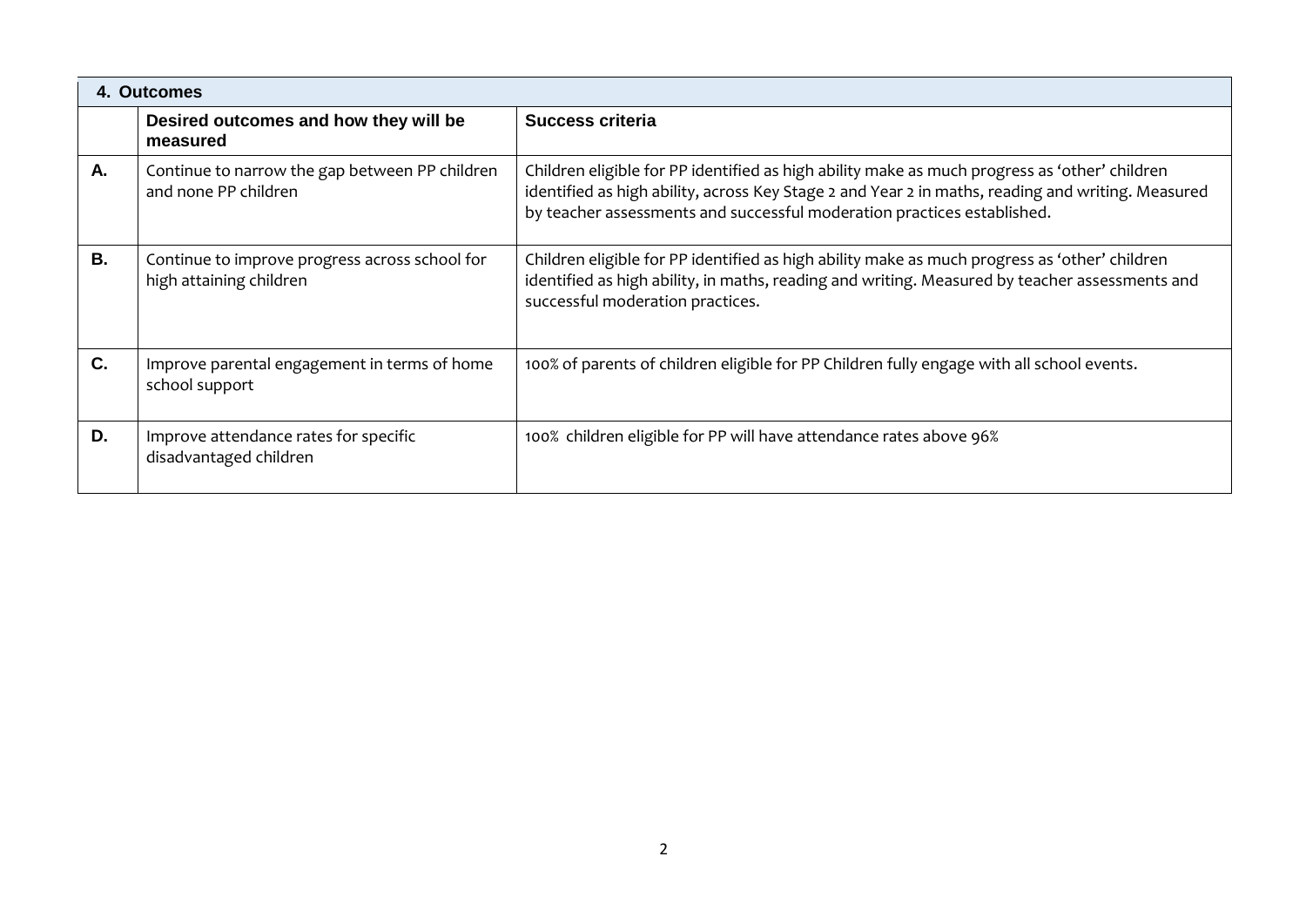| 4. Outcomes | | |
|---|---|---|
| | **Desired outcomes and how they will be measured** | **Success criteria** |
| **A.** | Continue to narrow the gap between PP children and none PP children | Children eligible for PP identified as high ability make as much progress as 'other' children identified as high ability, across Key Stage 2 and Year 2 in maths, reading and writing. Measured by teacher assessments and successful moderation practices established. |
| **B.** | Continue to improve progress across school for high attaining children | Children eligible for PP identified as high ability make as much progress as 'other' children identified as high ability, in maths, reading and writing. Measured by teacher assessments and successful moderation practices. |
| **C.** | Improve parental engagement in terms of home school support | 100% of parents of children eligible for PP Children fully engage with all school events. |
| **D.** | Improve attendance rates for specific disadvantaged children | 100% children eligible for PP will have attendance rates above 96% |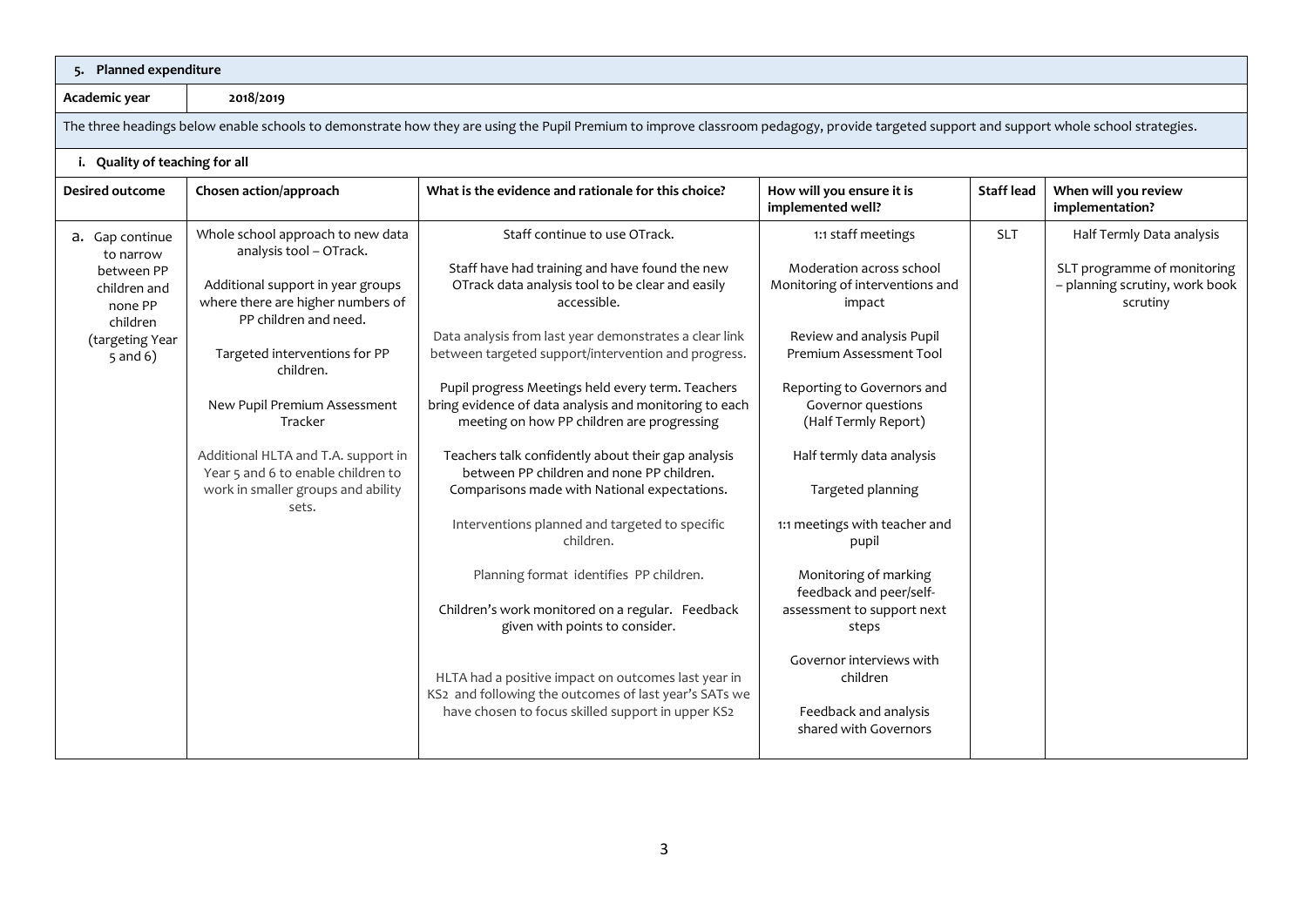## 5. Planned expenditure

| Academic year | 2018/2019 |
|---|---|

The three headings below enable schools to demonstrate how they are using the Pupil Premium to improve classroom pedagogy, provide targeted support and support whole school strategies.

### i. Quality of teaching for all

| Desired outcome | Chosen action/approach | What is the evidence and rationale for this choice? | How will you ensure it is implemented well? | Staff lead | When will you review implementation? |
|---|---|---|---|---|---|
| a. Gap continue to narrow between PP children and none PP children (targeting Year 5 and 6) | Whole school approach to new data analysis tool – OTrack.<br><br>Additional support in year groups where there are higher numbers of PP children and need.<br><br>Targeted interventions for PP children.<br><br>New Pupil Premium Assessment Tracker<br><br>Additional HLTA and T.A. support in Year 5 and 6 to enable children to work in smaller groups and ability sets. | Staff continue to use OTrack.<br><br>Staff have had training and have found the new OTrack data analysis tool to be clear and easily accessible.<br><br>Data analysis from last year demonstrates a clear link between targeted support/intervention and progress.<br><br>Pupil progress Meetings held every term. Teachers bring evidence of data analysis and monitoring to each meeting on how PP children are progressing<br><br>Teachers talk confidently about their gap analysis between PP children and none PP children. Comparisons made with National expectations.<br><br>Interventions planned and targeted to specific children.<br><br>Planning format identifies PP children.<br><br>Children's work monitored on a regular. Feedback given with points to consider.<br><br>HLTA had a positive impact on outcomes last year in KS2 and following the outcomes of last year's SATs we have chosen to focus skilled support in upper KS2 | 1:1 staff meetings<br><br>Moderation across school Monitoring of interventions and impact<br><br>Review and analysis Pupil Premium Assessment Tool<br><br>Reporting to Governors and Governor questions (Half Termly Report)<br><br>Half termly data analysis<br><br>Targeted planning<br><br>1:1 meetings with teacher and pupil<br><br>Monitoring of marking feedback and peer/self-assessment to support next steps<br><br>Governor interviews with children<br><br>Feedback and analysis shared with Governors | SLT | Half Termly Data analysis<br><br>SLT programme of monitoring – planning scrutiny, work book scrutiny |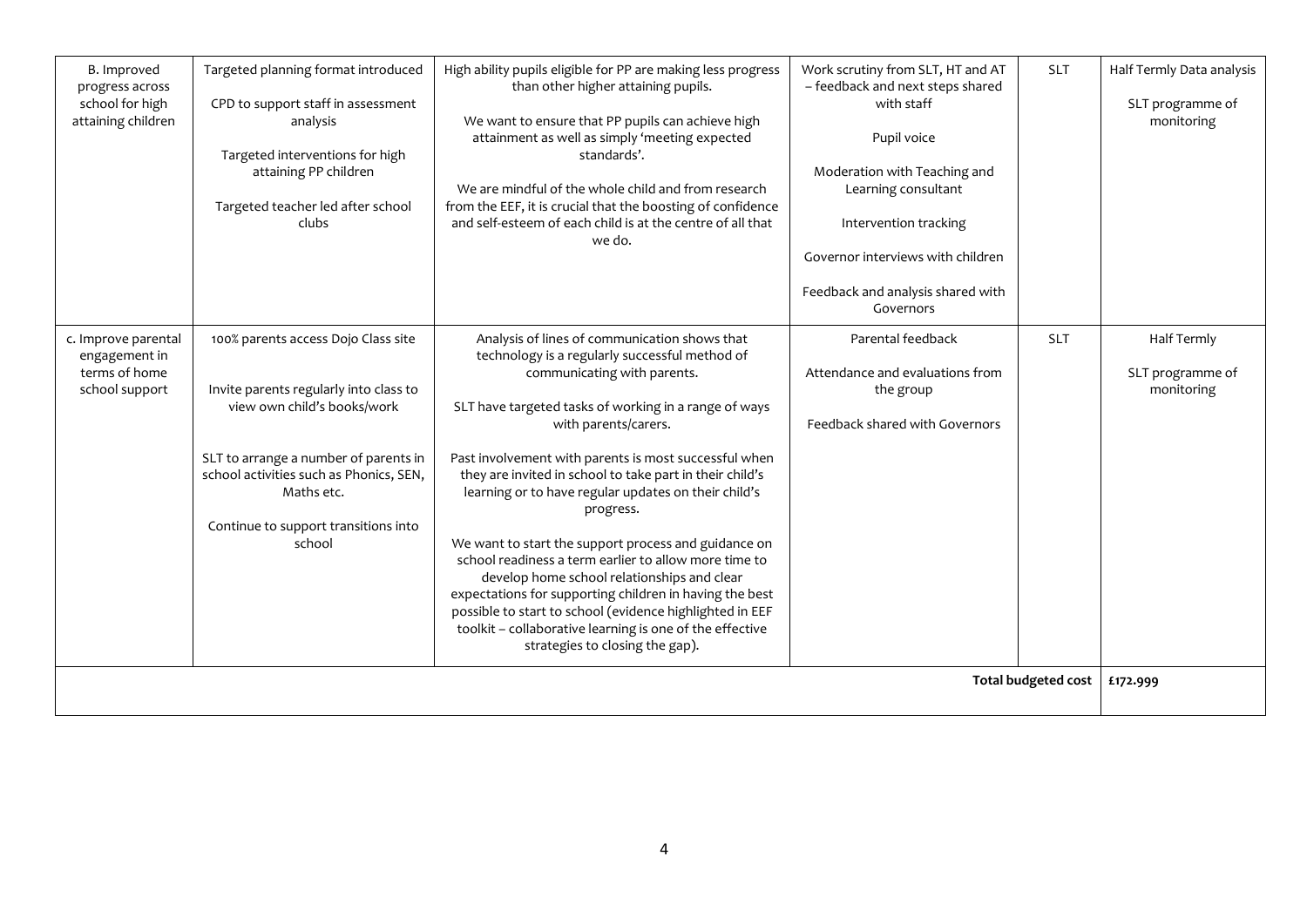| | | | | | |
|---|---|---|---|---|---|
| B. Improved progress across school for high attaining children | Targeted planning format introduced<br><br>CPD to support staff in assessment analysis<br><br>Targeted interventions for high attaining PP children<br><br>Targeted teacher led after school clubs | High ability pupils eligible for PP are making less progress than other higher attaining pupils.<br><br>We want to ensure that PP pupils can achieve high attainment as well as simply 'meeting expected standards'.<br><br>We are mindful of the whole child and from research from the EEF, it is crucial that the boosting of confidence and self-esteem of each child is at the centre of all that we do. | Work scrutiny from SLT, HT and AT – feedback and next steps shared with staff<br><br>Pupil voice<br><br>Moderation with Teaching and Learning consultant<br><br>Intervention tracking<br><br>Governor interviews with children<br><br>Feedback and analysis shared with Governors | SLT | Half Termly Data analysis<br><br>SLT programme of monitoring |
| c. Improve parental engagement in terms of home school support | 100% parents access Dojo Class site<br><br>Invite parents regularly into class to view own child's books/work<br><br>SLT to arrange a number of parents in school activities such as Phonics, SEN, Maths etc.<br><br>Continue to support transitions into school | Analysis of lines of communication shows that technology is a regularly successful method of communicating with parents.<br><br>SLT have targeted tasks of working in a range of ways with parents/carers.<br><br>Past involvement with parents is most successful when they are invited in school to take part in their child's learning or to have regular updates on their child's progress.<br><br>We want to start the support process and guidance on school readiness a term earlier to allow more time to develop home school relationships and clear expectations for supporting children in having the best possible to start to school (evidence highlighted in EEF toolkit – collaborative learning is one of the effective strategies to closing the gap). | Parental feedback<br><br>Attendance and evaluations from the group<br><br>Feedback shared with Governors | SLT | Half Termly<br><br>SLT programme of monitoring |
| | | | | **Total budgeted cost** | **£172.999** |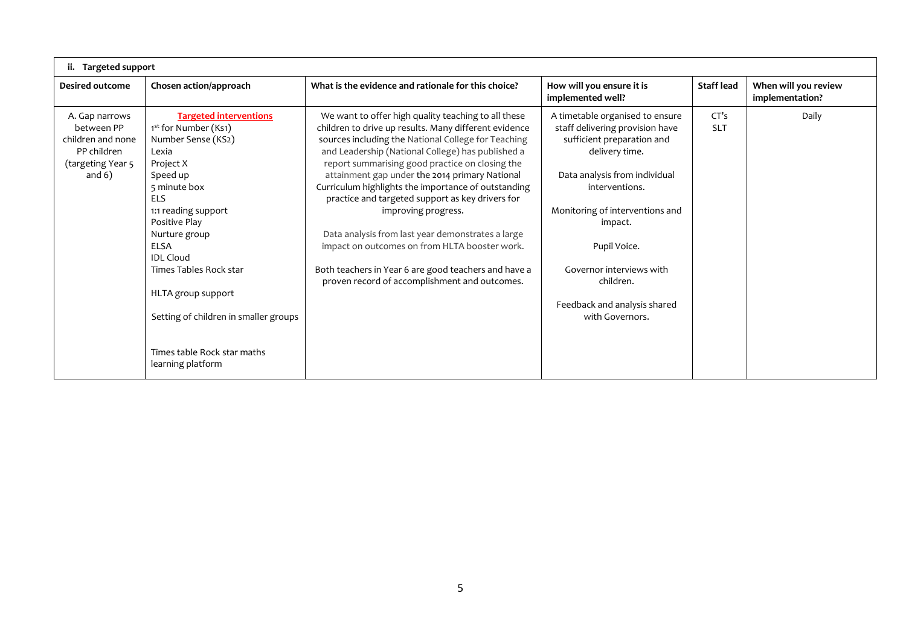| ii. Targeted support | | | | | |
|---|---|---|---|---|---|
| **Desired outcome** | **Chosen action/approach** | **What is the evidence and rationale for this choice?** | **How will you ensure it is implemented well?** | **Staff lead** | **When will you review implementation?** |
| A. Gap narrows between PP children and none PP children (targeting Year 5 and 6) | **Targeted interventions**<br>1st for Number (Ks1)<br>Number Sense (KS2)<br>Lexia<br>Project X<br>Speed up<br>5 minute box<br>ELS<br>1:1 reading support<br>Positive Play<br>Nurture group<br>ELSA<br>IDL Cloud<br>Times Tables Rock star<br><br>HLTA group support<br><br>Setting of children in smaller groups<br><br>Times table Rock star maths learning platform | We want to offer high quality teaching to all these children to drive up results. Many different evidence sources including the National College for Teaching and Leadership (National College) has published a report summarising good practice on closing the attainment gap under the 2014 primary National Curriculum highlights the importance of outstanding practice and targeted support as key drivers for improving progress.<br><br>Data analysis from last year demonstrates a large impact on outcomes on from HLTA booster work.<br><br>Both teachers in Year 6 are good teachers and have a proven record of accomplishment and outcomes. | A timetable organised to ensure staff delivering provision have sufficient preparation and delivery time.<br><br>Data analysis from individual interventions.<br><br>Monitoring of interventions and impact.<br><br>Pupil Voice.<br><br>Governor interviews with children.<br><br>Feedback and analysis shared with Governors. | CT's<br>SLT | Daily |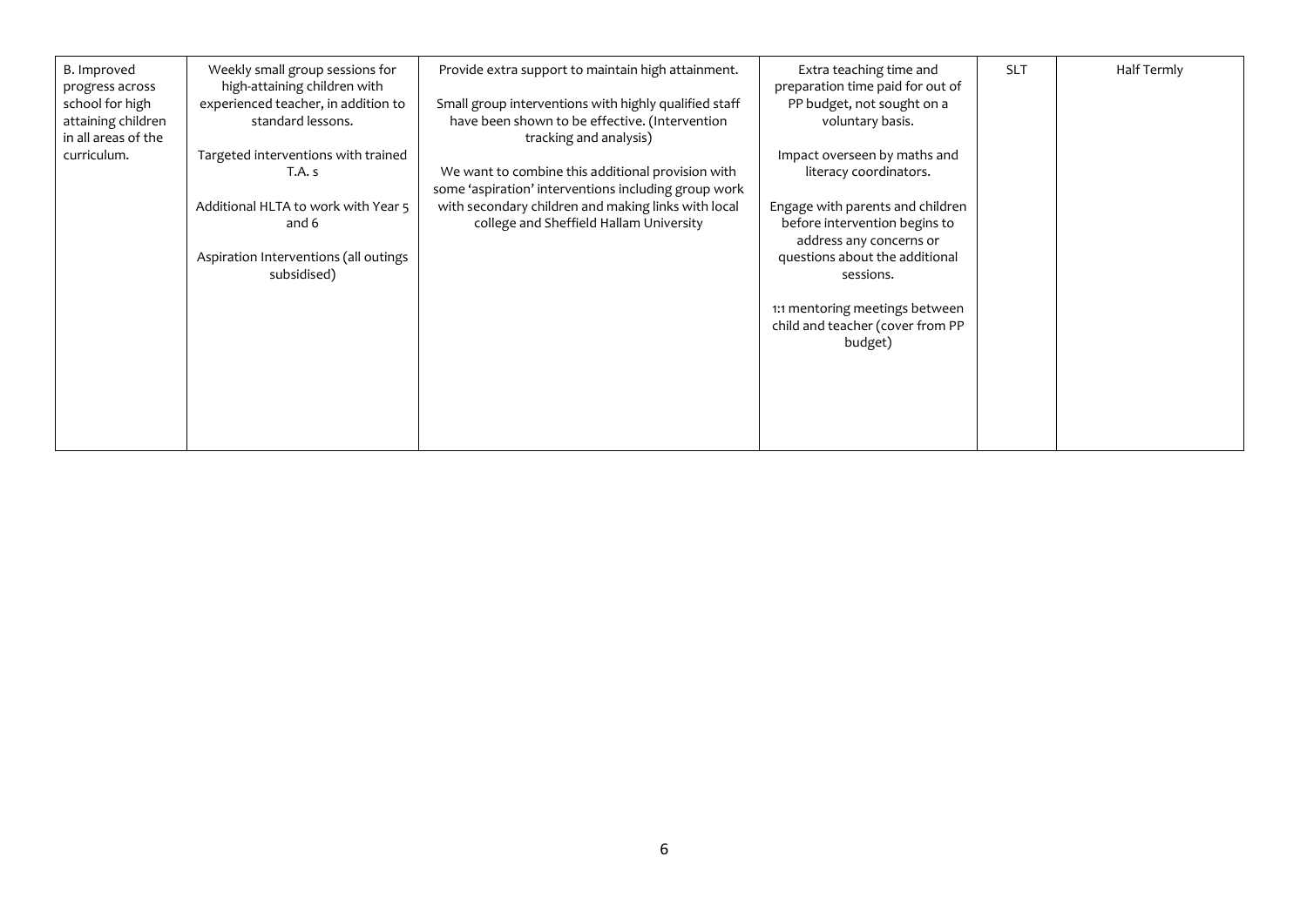| | | | | | |
|---|---|---|---|---|---|
| B. Improved progress across school for high attaining children in all areas of the curriculum. | Weekly small group sessions for high-attaining children with experienced teacher, in addition to standard lessons.<br><br>Targeted interventions with trained T.A. s<br><br>Additional HLTA to work with Year 5 and 6<br><br>Aspiration Interventions (all outings subsidised) | Provide extra support to maintain high attainment.<br><br>Small group interventions with highly qualified staff have been shown to be effective. (Intervention tracking and analysis)<br><br>We want to combine this additional provision with some 'aspiration' interventions including group work with secondary children and making links with local college and Sheffield Hallam University | Extra teaching time and preparation time paid for out of PP budget, not sought on a voluntary basis.<br><br>Impact overseen by maths and literacy coordinators.<br><br>Engage with parents and children before intervention begins to address any concerns or questions about the additional sessions.<br><br>1:1 mentoring meetings between child and teacher (cover from PP budget) | SLT | Half Termly |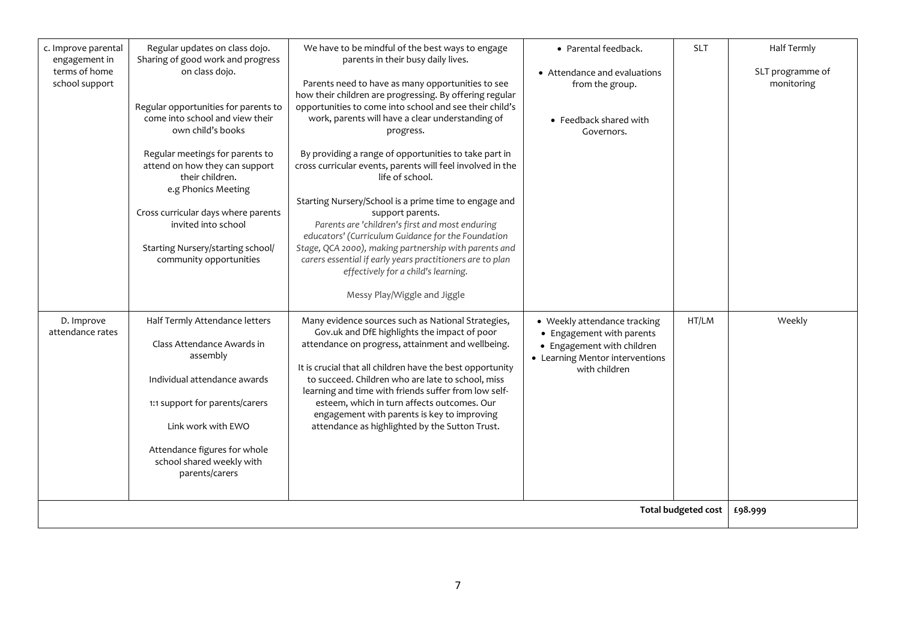| | | | | | |
|---|---|---|---|---|---|
| c. Improve parental engagement in terms of home school support | Regular updates on class dojo. Sharing of good work and progress on class dojo.<br><br>Regular opportunities for parents to come into school and view their own child's books<br><br>Regular meetings for parents to attend on how they can support their children. e.g Phonics Meeting<br><br>Cross curricular days where parents invited into school<br><br>Starting Nursery/starting school/ community opportunities | We have to be mindful of the best ways to engage parents in their busy daily lives.<br><br>Parents need to have as many opportunities to see how their children are progressing. By offering regular opportunities to come into school and see their child's work, parents will have a clear understanding of progress.<br><br>By providing a range of opportunities to take part in cross curricular events, parents will feel involved in the life of school.<br><br>Starting Nursery/School is a prime time to engage and support parents.<br>*Parents are 'children's first and most enduring educators' (Curriculum Guidance for the Foundation Stage, QCA 2000), making partnership with parents and carers essential if early years practitioners are to plan effectively for a child's learning.*<br><br>Messy Play/Wiggle and Jiggle | • Parental feedback.<br><br>• Attendance and evaluations from the group.<br><br>• Feedback shared with Governors. | SLT | Half Termly<br><br>SLT programme of monitoring |
| D. Improve attendance rates | Half Termly Attendance letters<br><br>Class Attendance Awards in assembly<br><br>Individual attendance awards<br><br>1:1 support for parents/carers<br><br>Link work with EWO<br><br>Attendance figures for whole school shared weekly with parents/carers | Many evidence sources such as National Strategies, Gov.uk and DfE highlights the impact of poor attendance on progress, attainment and wellbeing.<br><br>It is crucial that all children have the best opportunity to succeed. Children who are late to school, miss learning and time with friends suffer from low self-esteem, which in turn affects outcomes. Our engagement with parents is key to improving attendance as highlighted by the Sutton Trust. | • Weekly attendance tracking<br>• Engagement with parents<br>• Engagement with children<br>• Learning Mentor interventions with children | HT/LM | Weekly |
| | | | | **Total budgeted cost** | **£98.999** |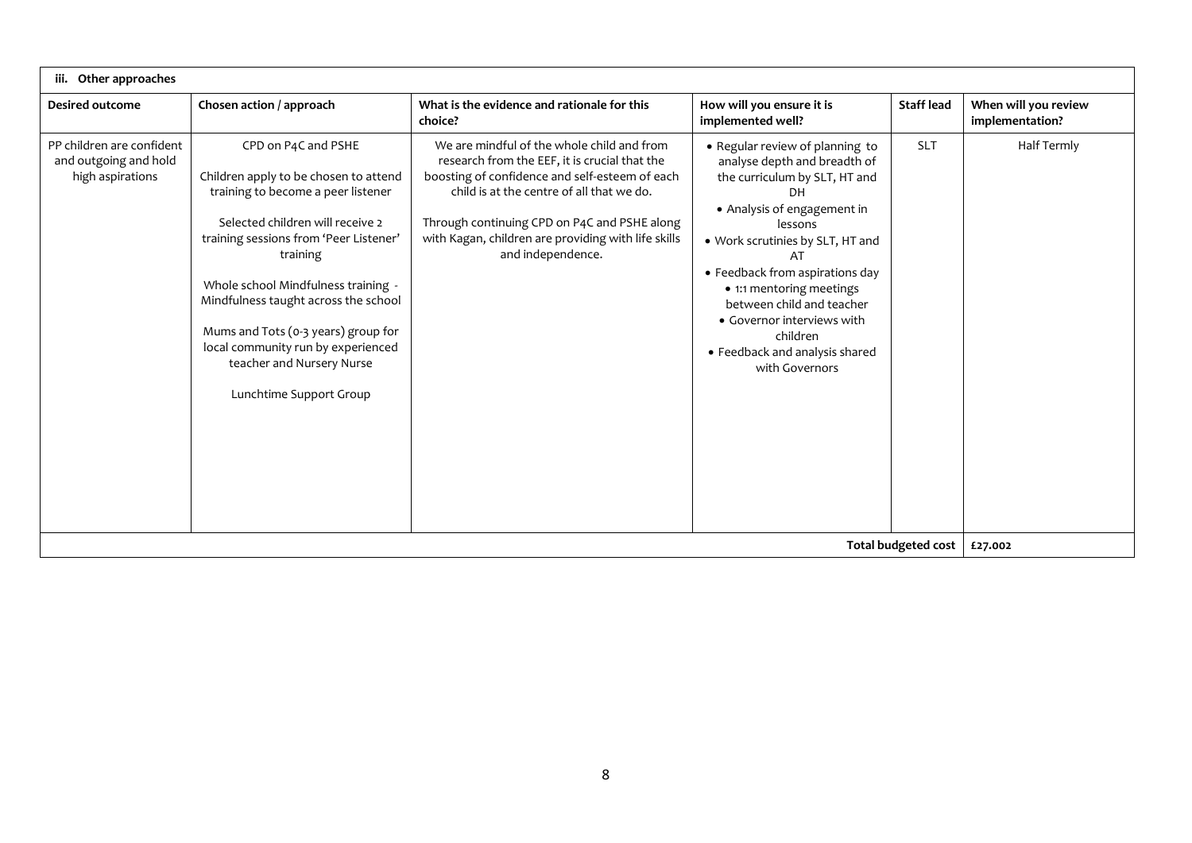| iii. Other approaches | | | | | |
|---|---|---|---|---|---|
| **Desired outcome** | **Chosen action / approach** | **What is the evidence and rationale for this choice?** | **How will you ensure it is implemented well?** | **Staff lead** | **When will you review implementation?** |
| PP children are confident and outgoing and hold high aspirations | CPD on P4C and PSHE<br><br>Children apply to be chosen to attend training to become a peer listener<br><br>Selected children will receive 2 training sessions from 'Peer Listener' training<br><br>Whole school Mindfulness training - Mindfulness taught across the school<br><br>Mums and Tots (0-3 years) group for local community run by experienced teacher and Nursery Nurse<br><br>Lunchtime Support Group | We are mindful of the whole child and from research from the EEF, it is crucial that the boosting of confidence and self-esteem of each child is at the centre of all that we do.<br><br>Through continuing CPD on P4C and PSHE along with Kagan, children are providing with life skills and independence. | • Regular review of planning to analyse depth and breadth of the curriculum by SLT, HT and DH<br>• Analysis of engagement in lessons<br>• Work scrutinies by SLT, HT and AT<br>• Feedback from aspirations day<br>• 1:1 mentoring meetings between child and teacher<br>• Governor interviews with children<br>• Feedback and analysis shared with Governors | SLT | Half Termly |
| | | | | **Total budgeted cost** | **£27.002** |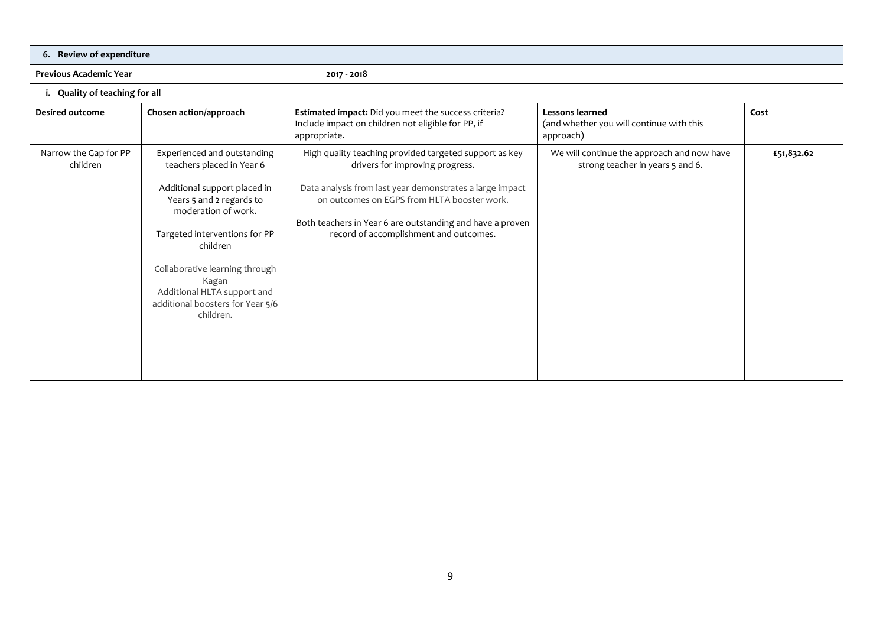## 6. Review of expenditure

| Previous Academic Year | 2017 - 2018 |
|---|---|

### i. Quality of teaching for all

| Desired outcome | Chosen action/approach | **Estimated impact:** Did you meet the success criteria? Include impact on children not eligible for PP, if appropriate. | **Lessons learned** (and whether you will continue with this approach) | Cost |
|---|---|---|---|---|
| Narrow the Gap for PP children | Experienced and outstanding teachers placed in Year 6<br><br>Additional support placed in Years 5 and 2 regards to moderation of work.<br><br>Targeted interventions for PP children<br><br>Collaborative learning through Kagan<br>Additional HLTA support and additional boosters for Year 5/6 children. | High quality teaching provided targeted support as key drivers for improving progress.<br><br>Data analysis from last year demonstrates a large impact on outcomes on EGPS from HLTA booster work.<br><br>Both teachers in Year 6 are outstanding and have a proven record of accomplishment and outcomes. | We will continue the approach and now have strong teacher in years 5 and 6. | **£51,832.62** |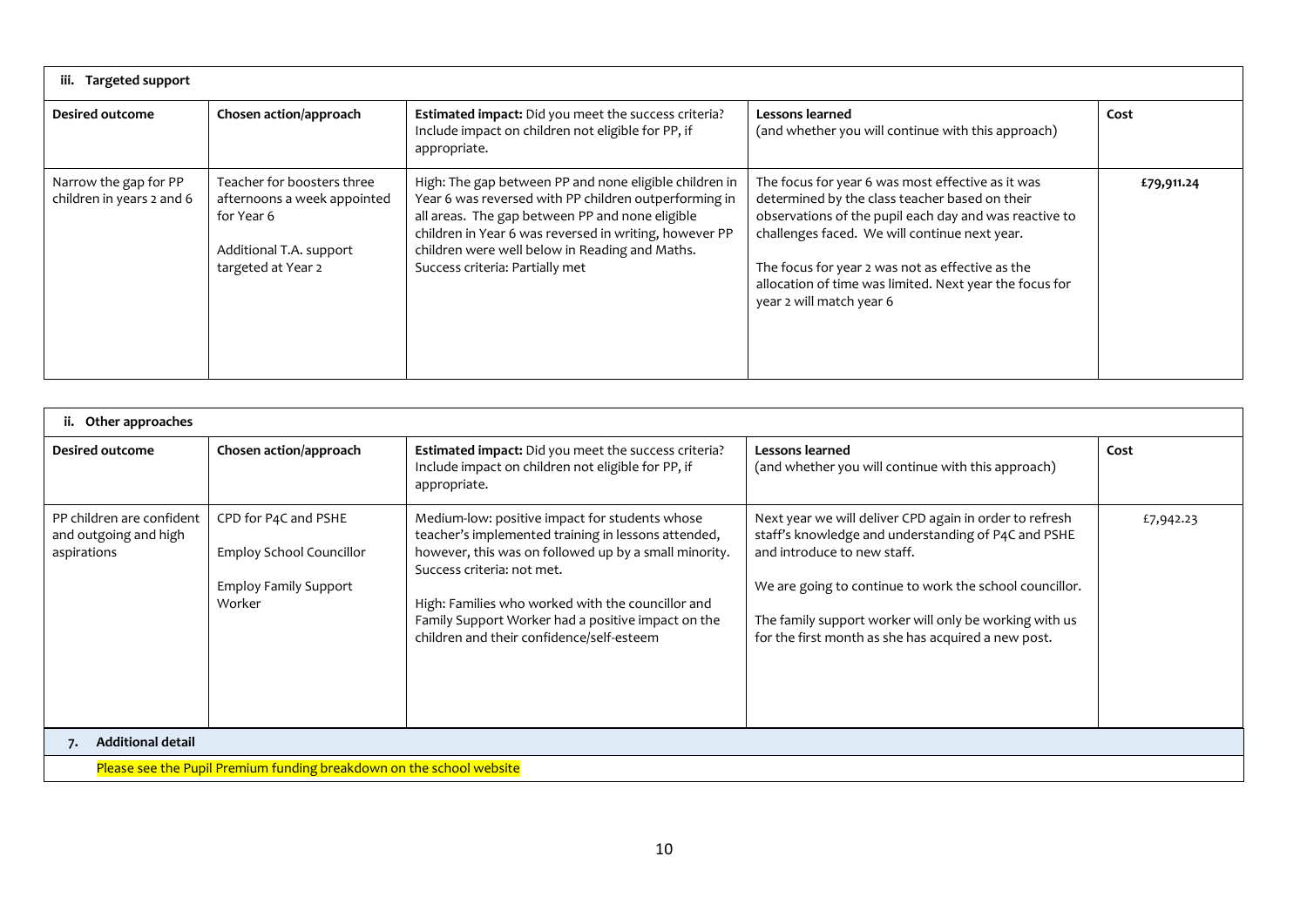| iii. Targeted support | | | | |
|---|---|---|---|---|
| **Desired outcome** | **Chosen action/approach** | **Estimated impact:** Did you meet the success criteria? Include impact on children not eligible for PP, if appropriate. | **Lessons learned** (and whether you will continue with this approach) | **Cost** |
| Narrow the gap for PP children in years 2 and 6 | Teacher for boosters three afternoons a week appointed for Year 6<br><br>Additional T.A. support targeted at Year 2 | High: The gap between PP and none eligible children in Year 6 was reversed with PP children outperforming in all areas. The gap between PP and none eligible children in Year 6 was reversed in writing, however PP children were well below in Reading and Maths. Success criteria: Partially met | The focus for year 6 was most effective as it was determined by the class teacher based on their observations of the pupil each day and was reactive to challenges faced. We will continue next year.<br><br>The focus for year 2 was not as effective as the allocation of time was limited. Next year the focus for year 2 will match year 6 | **£79,911.24** |

| ii. Other approaches | | | | |
|---|---|---|---|---|
| **Desired outcome** | **Chosen action/approach** | **Estimated impact:** Did you meet the success criteria? Include impact on children not eligible for PP, if appropriate. | **Lessons learned** (and whether you will continue with this approach) | **Cost** |
| PP children are confident and outgoing and high aspirations | CPD for P4C and PSHE<br><br>Employ School Councillor<br><br>Employ Family Support Worker | Medium-low: positive impact for students whose teacher's implemented training in lessons attended, however, this was on followed up by a small minority. Success criteria: not met.<br><br>High: Families who worked with the councillor and Family Support Worker had a positive impact on the children and their confidence/self-esteem | Next year we will deliver CPD again in order to refresh staff's knowledge and understanding of P4C and PSHE and introduce to new staff.<br><br>We are going to continue to work the school councillor.<br><br>The family support worker will only be working with us for the first month as she has acquired a new post. | £7,942.23 |

## 7. Additional detail

Please see the Pupil Premium funding breakdown on the school website